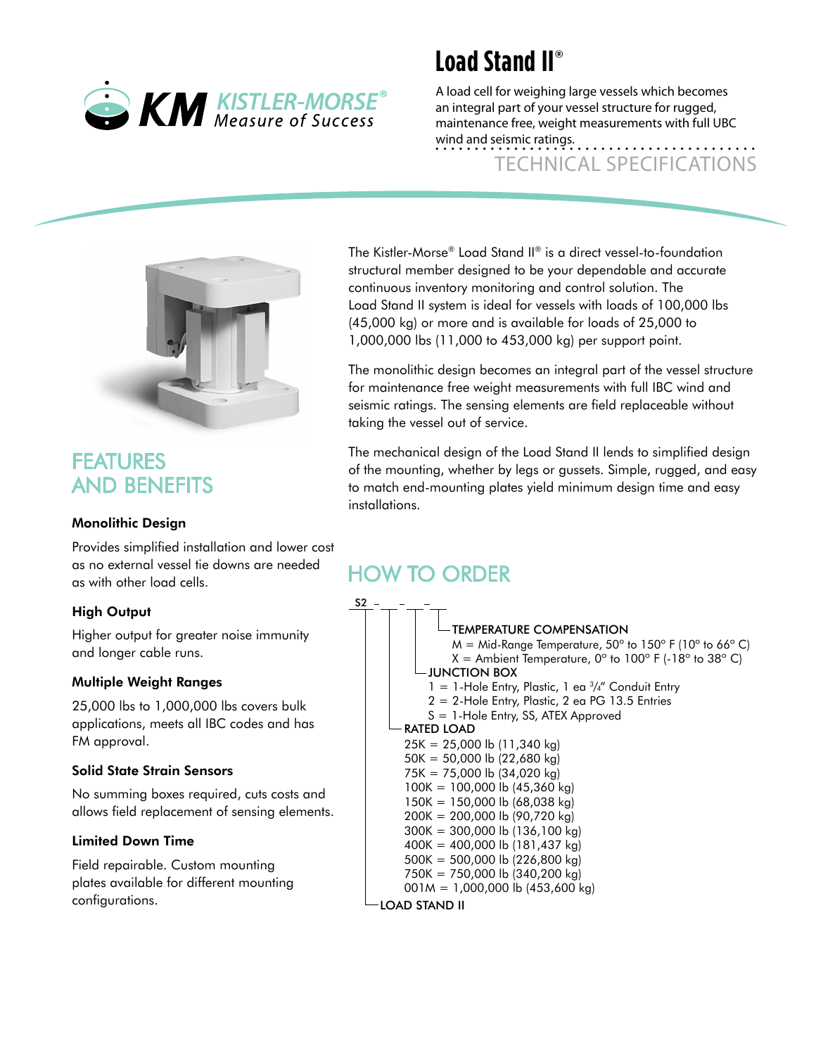KM KISTLER-MORSE® Measure of Success

# Load Stand II®

A load cell for weighing large vessels which becomes an integral part of your vessel structure for rugged, maintenance free, weight measurements with full UBC wind and seismic ratings.

TECHNICAL SPECIFICATIONS

The Kistler-Morse® Load Stand II® is a direct vessel-to-foundation structural member designed to be your dependable and accurate continuous inventory monitoring and control solution. The Load Stand II system is ideal for vessels with loads of 100,000 lbs (45,000 kg) or more and is available for loads of 25,000 to 1,000,000 lbs (11,000 to 453,000 kg) per support point.

The monolithic design becomes an integral part of the vessel structure for maintenance free weight measurements with full IBC wind and seismic ratings. The sensing elements are field replaceable without taking the vessel out of service.

The mechanical design of the Load Stand II lends to simplified design of the mounting, whether by legs or gussets. Simple, rugged, and easy to match end-mounting plates yield minimum design time and easy installations.

## FEATURES AND BENEFITS

### Monolithic Design

Provides simplified installation and lower cost as no external vessel tie downs are needed as with other load cells.

### High Output

Higher output for greater noise immunity and longer cable runs.

### Multiple Weight Ranges

25,000 lbs to 1,000,000 lbs covers bulk applications, meets all IBC codes and has FM approval.

### Solid State Strain Sensors

No summing boxes required, cuts costs and allows field replacement of sensing elements.

### Limited Down Time

Field repairable. Custom mounting plates available for different mounting configurations.

## HOW TO ORDER

S2 _ _ – _ – _

**TEMPERATURE COMPENSATION**
- M = Mid-Range Temperature, 50° to 150° F (10° to 66° C)
- X = Ambient Temperature, 0° to 100° F (-18° to 38° C)

**JUNCTION BOX**
- 1 = 1-Hole Entry, Plastic, 1 ea ³⁄₄" Conduit Entry
- 2 = 2-Hole Entry, Plastic, 2 ea PG 13.5 Entries
- S = 1-Hole Entry, SS, ATEX Approved

**RATED LOAD**
- 25K = 25,000 lb (11,340 kg)
- 50K = 50,000 lb (22,680 kg)
- 75K = 75,000 lb (34,020 kg)
- 100K = 100,000 lb (45,360 kg)
- 150K = 150,000 lb (68,038 kg)
- 200K = 200,000 lb (90,720 kg)
- 300K = 300,000 lb (136,100 kg)
- 400K = 400,000 lb (181,437 kg)
- 500K = 500,000 lb (226,800 kg)
- 750K = 750,000 lb (340,200 kg)
- 001M = 1,000,000 lb (453,600 kg)

**LOAD STAND II**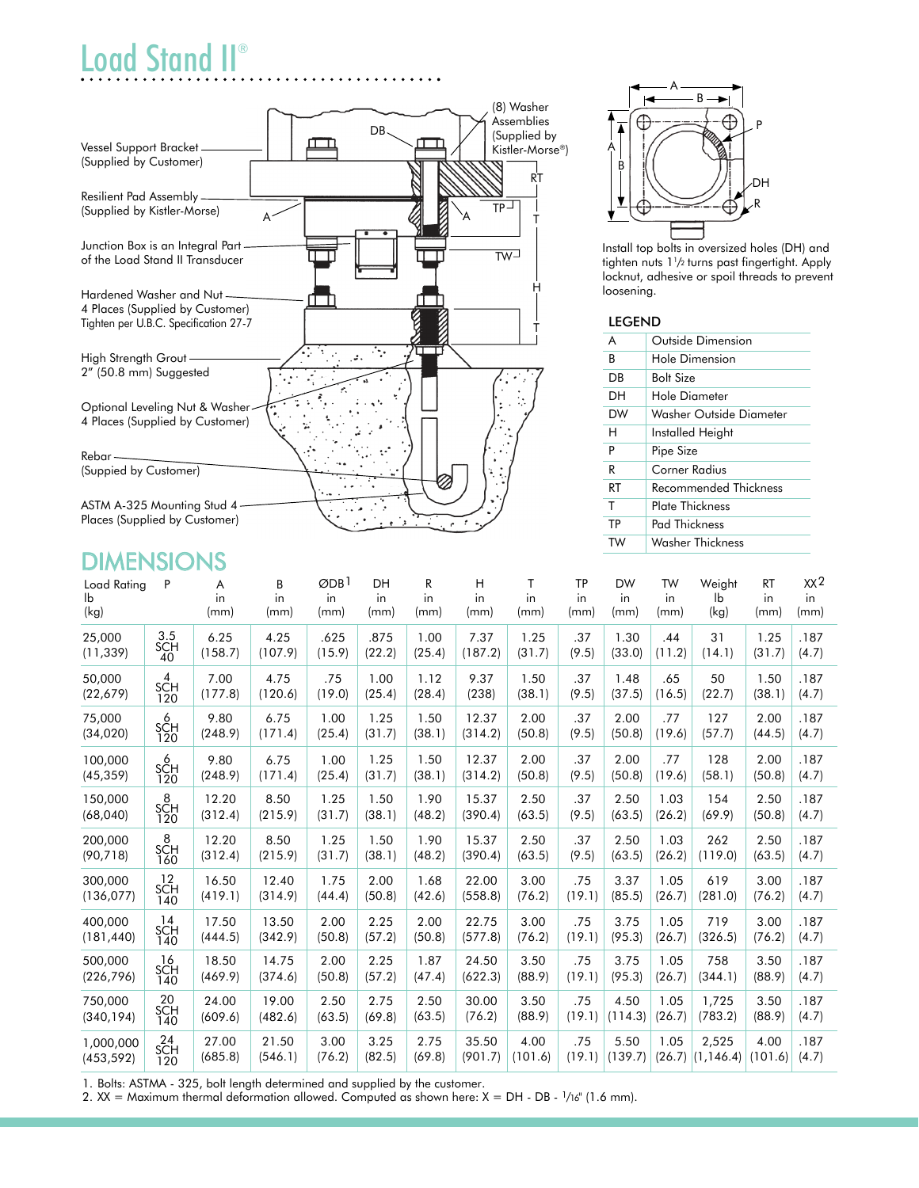# Load Stand II®

Vessel Support Bracket
(Supplied by Customer)

Resilient Pad Assembly
(Supplied by Kistler-Morse)

Junction Box is an Integral Part of the Load Stand II Transducer

Hardened Washer and Nut
4 Places (Supplied by Customer)
Tighten per U.B.C. Specification 27-7

High Strength Grout
2" (50.8 mm) Suggested

Optional Leveling Nut & Washer
4 Places (Supplied by Customer)

Rebar
(Suppied by Customer)

ASTM A-325 Mounting Stud 4 Places (Supplied by Customer)

(8) Washer Assemblies (Supplied by Kistler-Morse®)

Install top bolts in oversized holes (DH) and tighten nuts 1½ turns past fingertight. Apply locknut, adhesive or spoil threads to prevent loosening.

### LEGEND

| | |
|---|---|
| A | Outside Dimension |
| B | Hole Dimension |
| DB | Bolt Size |
| DH | Hole Diameter |
| DW | Washer Outside Diameter |
| H | Installed Height |
| P | Pipe Size |
| R | Corner Radius |
| RT | Recommended Thickness |
| T | Plate Thickness |
| TP | Pad Thickness |
| TW | Washer Thickness |

## DIMENSIONS

| Load Rating lb (kg) | P | A in (mm) | B in (mm) | ØDB[1] in (mm) | DH in (mm) | R in (mm) | H in (mm) | T in (mm) | TP in (mm) | DW in (mm) | TW in (mm) | Weight lb (kg) | RT in (mm) | XX[2] in (mm) |
|---|---|---|---|---|---|---|---|---|---|---|---|---|---|---|
| 25,000 (11,339) | 3.5 SCH 40 | 6.25 (158.7) | 4.25 (107.9) | .625 (15.9) | .875 (22.2) | 1.00 (25.4) | 7.37 (187.2) | 1.25 (31.7) | .37 (9.5) | 1.30 (33.0) | .44 (11.2) | 31 (14.1) | 1.25 (31.7) | .187 (4.7) |
| 50,000 (22,679) | 4 SCH 120 | 7.00 (177.8) | 4.75 (120.6) | .75 (19.0) | 1.00 (25.4) | 1.12 (28.4) | 9.37 (238) | 1.50 (38.1) | .37 (9.5) | 1.48 (37.5) | .65 (16.5) | 50 (22.7) | 1.50 (38.1) | .187 (4.7) |
| 75,000 (34,020) | 6 SCH 120 | 9.80 (248.9) | 6.75 (171.4) | 1.00 (25.4) | 1.25 (31.7) | 1.50 (38.1) | 12.37 (314.2) | 2.00 (50.8) | .37 (9.5) | 2.00 (50.8) | .77 (19.6) | 127 (57.7) | 2.00 (44.5) | .187 (4.7) |
| 100,000 (45,359) | 6 SCH 120 | 9.80 (248.9) | 6.75 (171.4) | 1.00 (25.4) | 1.25 (31.7) | 1.50 (38.1) | 12.37 (314.2) | 2.00 (50.8) | .37 (9.5) | 2.00 (50.8) | .77 (19.6) | 128 (58.1) | 2.00 (50.8) | .187 (4.7) |
| 150,000 (68,040) | 8 SCH 120 | 12.20 (312.4) | 8.50 (215.9) | 1.25 (31.7) | 1.50 (38.1) | 1.90 (48.2) | 15.37 (390.4) | 2.50 (63.5) | .37 (9.5) | 2.50 (63.5) | 1.03 (26.2) | 154 (69.9) | 2.50 (50.8) | .187 (4.7) |
| 200,000 (90,718) | 8 SCH 160 | 12.20 (312.4) | 8.50 (215.9) | 1.25 (31.7) | 1.50 (38.1) | 1.90 (48.2) | 15.37 (390.4) | 2.50 (63.5) | .37 (9.5) | 2.50 (63.5) | 1.03 (26.2) | 262 (119.0) | 2.50 (63.5) | .187 (4.7) |
| 300,000 (136,077) | 12 SCH 140 | 16.50 (419.1) | 12.40 (314.9) | 1.75 (44.4) | 2.00 (50.8) | 1.68 (42.6) | 22.00 (558.8) | 3.00 (76.2) | .75 (19.1) | 3.37 (85.5) | 1.05 (26.7) | 619 (281.0) | 3.00 (76.2) | .187 (4.7) |
| 400,000 (181,440) | 14 SCH 140 | 17.50 (444.5) | 13.50 (342.9) | 2.00 (50.8) | 2.25 (57.2) | 2.00 (50.8) | 22.75 (577.8) | 3.00 (76.2) | .75 (19.1) | 3.75 (95.3) | 1.05 (26.7) | 719 (326.5) | 3.00 (76.2) | .187 (4.7) |
| 500,000 (226,796) | 16 SCH 140 | 18.50 (469.9) | 14.75 (374.6) | 2.00 (50.8) | 2.25 (57.2) | 1.87 (47.4) | 24.50 (622.3) | 3.50 (88.9) | .75 (19.1) | 3.75 (95.3) | 1.05 (26.7) | 758 (344.1) | 3.50 (88.9) | .187 (4.7) |
| 750,000 (340,194) | 20 SCH 140 | 24.00 (609.6) | 19.00 (482.6) | 2.50 (63.5) | 2.75 (69.8) | 2.50 (63.5) | 30.00 (76.2) | 3.50 (88.9) | .75 (19.1) | 4.50 (114.3) | 1.05 (26.7) | 1,725 (783.2) | 3.50 (88.9) | .187 (4.7) |
| 1,000,000 (453,592) | 24 SCH 120 | 27.00 (685.8) | 21.50 (546.1) | 3.00 (76.2) | 3.25 (82.5) | 2.75 (69.8) | 35.50 (901.7) | 4.00 (101.6) | .75 (19.1) | 5.50 (139.7) | 1.05 (26.7) | 2,525 (1,146.4) | 4.00 (101.6) | .187 (4.7) |

1. Bolts: ASTMA - 325, bolt length determined and supplied by the customer.
2. XX = Maximum thermal deformation allowed. Computed as shown here: X = DH - DB - 1/16" (1.6 mm).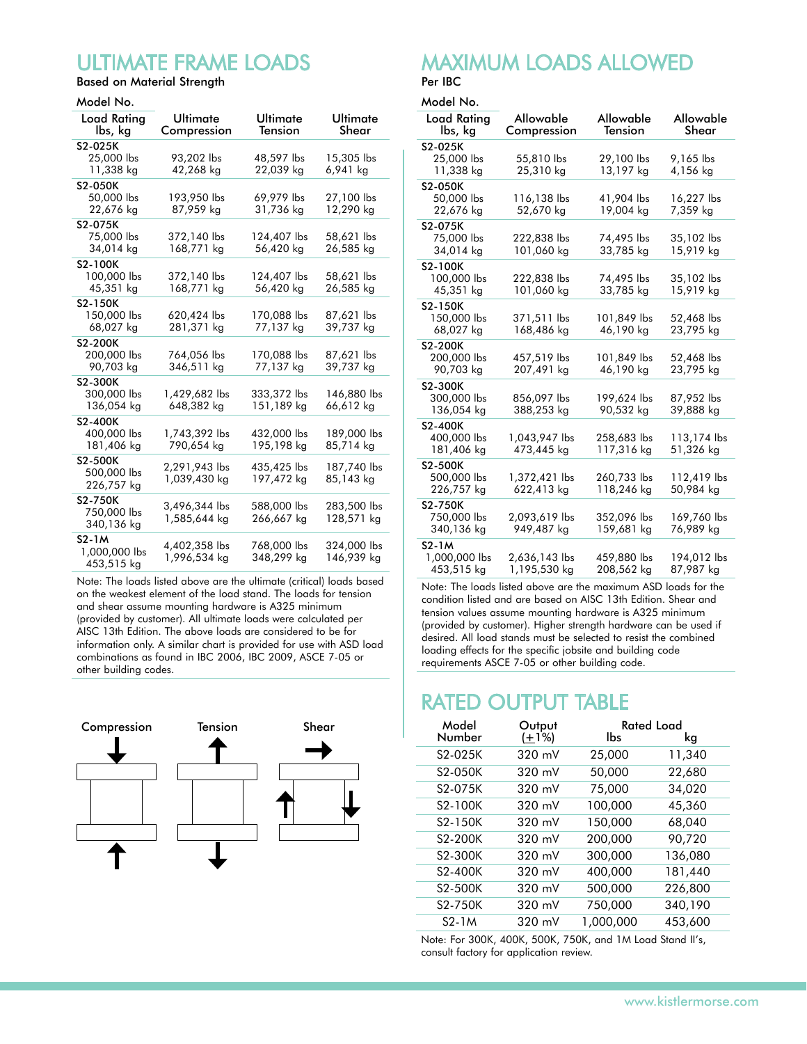## ULTIMATE FRAME LOADS

Based on Material Strength

| Model No. Load Rating lbs, kg | Ultimate Compression | Ultimate Tension | Ultimate Shear |
|---|---|---|---|
| S2-025K 25,000 lbs 11,338 kg | 93,202 lbs 42,268 kg | 48,597 lbs 22,039 kg | 15,305 lbs 6,941 kg |
| S2-050K 50,000 lbs 22,676 kg | 193,950 lbs 87,959 kg | 69,979 lbs 31,736 kg | 27,100 lbs 12,290 kg |
| S2-075K 75,000 lbs 34,014 kg | 372,140 lbs 168,771 kg | 124,407 lbs 56,420 kg | 58,621 lbs 26,585 kg |
| S2-100K 100,000 lbs 45,351 kg | 372,140 lbs 168,771 kg | 124,407 lbs 56,420 kg | 58,621 lbs 26,585 kg |
| S2-150K 150,000 lbs 68,027 kg | 620,424 lbs 281,371 kg | 170,088 lbs 77,137 kg | 87,621 lbs 39,737 kg |
| S2-200K 200,000 lbs 90,703 kg | 764,056 lbs 346,511 kg | 170,088 lbs 77,137 kg | 87,621 lbs 39,737 kg |
| S2-300K 300,000 lbs 136,054 kg | 1,429,682 lbs 648,382 kg | 333,372 lbs 151,189 kg | 146,880 lbs 66,612 kg |
| S2-400K 400,000 lbs 181,406 kg | 1,743,392 lbs 790,654 kg | 432,000 lbs 195,198 kg | 189,000 lbs 85,714 kg |
| S2-500K 500,000 lbs 226,757 kg | 2,291,943 lbs 1,039,430 kg | 435,425 lbs 197,472 kg | 187,740 lbs 85,143 kg |
| S2-750K 750,000 lbs 340,136 kg | 3,496,344 lbs 1,585,644 kg | 588,000 lbs 266,667 kg | 283,500 lbs 128,571 kg |
| S2-1M 1,000,000 lbs 453,515 kg | 4,402,358 lbs 1,996,534 kg | 768,000 lbs 348,299 kg | 324,000 lbs 146,939 kg |

Note: The loads listed above are the ultimate (critical) loads based on the weakest element of the load stand. The loads for tension and shear assume mounting hardware is A325 minimum (provided by customer). All ultimate loads were calculated per AISC 13th Edition. The above loads are considered to be for information only. A similar chart is provided for use with ASD load combinations as found in IBC 2006, IBC 2009, ASCE 7-05 or other building codes.

Compression Tension Shear

## MAXIMUM LOADS ALLOWED

Per IBC

| Model No. Load Rating lbs, kg | Allowable Compression | Allowable Tension | Allowable Shear |
|---|---|---|---|
| S2-025K 25,000 lbs 11,338 kg | 55,810 lbs 25,310 kg | 29,100 lbs 13,197 kg | 9,165 lbs 4,156 kg |
| S2-050K 50,000 lbs 22,676 kg | 116,138 lbs 52,670 kg | 41,904 lbs 19,004 kg | 16,227 lbs 7,359 kg |
| S2-075K 75,000 lbs 34,014 kg | 222,838 lbs 101,060 kg | 74,495 lbs 33,785 kg | 35,102 lbs 15,919 kg |
| S2-100K 100,000 lbs 45,351 kg | 222,838 lbs 101,060 kg | 74,495 lbs 33,785 kg | 35,102 lbs 15,919 kg |
| S2-150K 150,000 lbs 68,027 kg | 371,511 lbs 168,486 kg | 101,849 lbs 46,190 kg | 52,468 lbs 23,795 kg |
| S2-200K 200,000 lbs 90,703 kg | 457,519 lbs 207,491 kg | 101,849 lbs 46,190 kg | 52,468 lbs 23,795 kg |
| S2-300K 300,000 lbs 136,054 kg | 856,097 lbs 388,253 kg | 199,624 lbs 90,532 kg | 87,952 lbs 39,888 kg |
| S2-400K 400,000 lbs 181,406 kg | 1,043,947 lbs 473,445 kg | 258,683 lbs 117,316 kg | 113,174 lbs 51,326 kg |
| S2-500K 500,000 lbs 226,757 kg | 1,372,421 lbs 622,413 kg | 260,733 lbs 118,246 kg | 112,419 lbs 50,984 kg |
| S2-750K 750,000 lbs 340,136 kg | 2,093,619 lbs 949,487 kg | 352,096 lbs 159,681 kg | 169,760 lbs 76,989 kg |
| S2-1M 1,000,000 lbs 453,515 kg | 2,636,143 lbs 1,195,530 kg | 459,880 lbs 208,562 kg | 194,012 lbs 87,987 kg |

Note: The loads listed above are the maximum ASD loads for the condition listed and are based on AISC 13th Edition. Shear and tension values assume mounting hardware is A325 minimum (provided by customer). Higher strength hardware can be used if desired. All load stands must be selected to resist the combined loading effects for the specific jobsite and building code requirements ASCE 7-05 or other building code.

## RATED OUTPUT TABLE

| Model Number | Output (±1%) | Rated Load lbs | kg |
|---|---|---|---|
| S2-025K | 320 mV | 25,000 | 11,340 |
| S2-050K | 320 mV | 50,000 | 22,680 |
| S2-075K | 320 mV | 75,000 | 34,020 |
| S2-100K | 320 mV | 100,000 | 45,360 |
| S2-150K | 320 mV | 150,000 | 68,040 |
| S2-200K | 320 mV | 200,000 | 90,720 |
| S2-300K | 320 mV | 300,000 | 136,080 |
| S2-400K | 320 mV | 400,000 | 181,440 |
| S2-500K | 320 mV | 500,000 | 226,800 |
| S2-750K | 320 mV | 750,000 | 340,190 |
| S2-1M | 320 mV | 1,000,000 | 453,600 |

Note: For 300K, 400K, 500K, 750K, and 1M Load Stand II's, consult factory for application review.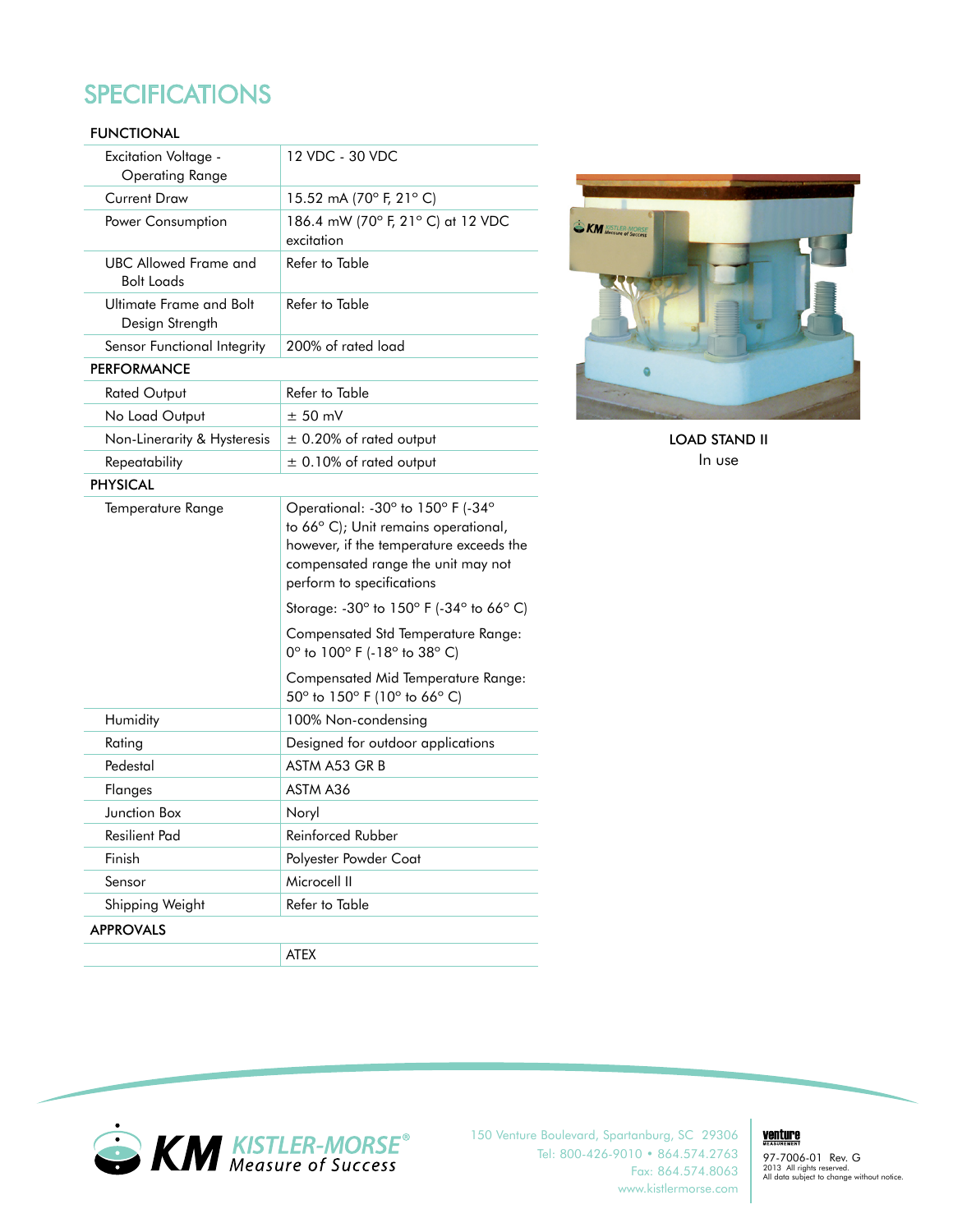# SPECIFICATIONS

| | |
|---|---|
| **FUNCTIONAL** | |
| Excitation Voltage - Operating Range | 12 VDC - 30 VDC |
| Current Draw | 15.52 mA (70° F, 21° C) |
| Power Consumption | 186.4 mW (70° F, 21° C) at 12 VDC excitation |
| UBC Allowed Frame and Bolt Loads | Refer to Table |
| Ultimate Frame and Bolt Design Strength | Refer to Table |
| Sensor Functional Integrity | 200% of rated load |
| **PERFORMANCE** | |
| Rated Output | Refer to Table |
| No Load Output | ± 50 mV |
| Non-Linearity & Hysteresis | ± 0.20% of rated output |
| Repeatability | ± 0.10% of rated output |
| **PHYSICAL** | |
| Temperature Range | Operational: -30° to 150° F (-34° to 66° C); Unit remains operational, however, if the temperature exceeds the compensated range the unit may not perform to specifications<br><br>Storage: -30° to 150° F (-34° to 66° C)<br><br>Compensated Std Temperature Range: 0° to 100° F (-18° to 38° C)<br><br>Compensated Mid Temperature Range: 50° to 150° F (10° to 66° C) |
| Humidity | 100% Non-condensing |
| Rating | Designed for outdoor applications |
| Pedestal | ASTM A53 GR B |
| Flanges | ASTM A36 |
| Junction Box | Noryl |
| Resilient Pad | Reinforced Rubber |
| Finish | Polyester Powder Coat |
| Sensor | Microcell II |
| Shipping Weight | Refer to Table |
| **APPROVALS** | |
| | ATEX |

LOAD STAND II
In use

KM KISTLER-MORSE® Measure of Success

150 Venture Boulevard, Spartanburg, SC 29306
Tel: 800-426-9010 • 864.574.2763
Fax: 864.574.8063
www.kistlermorse.com

venture MEASUREMENT

97-7006-01 Rev. G
2013 All rights reserved.
All data subject to change without notice.